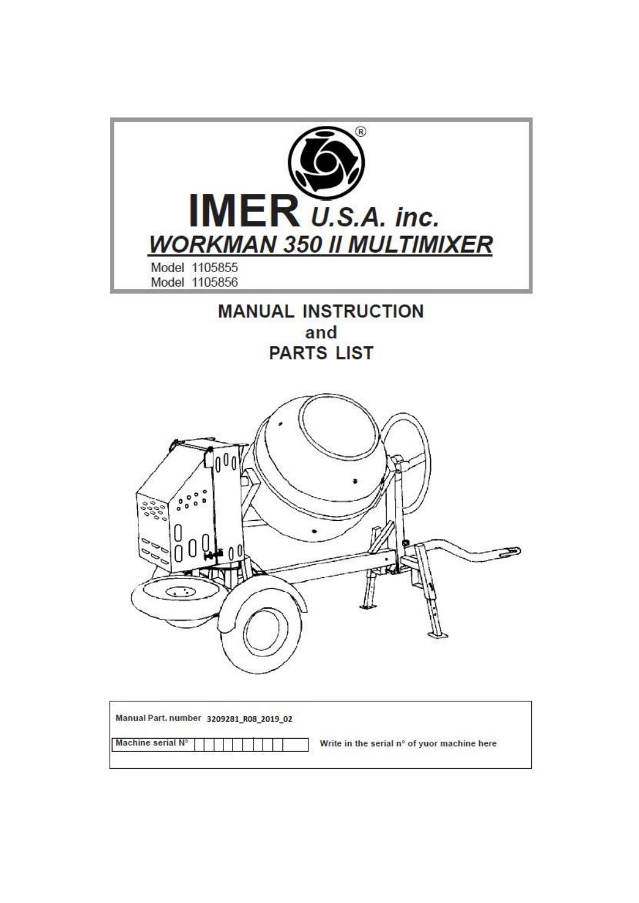# IMER U.S.A. inc.

## WORKMAN 350 II MULTIMIXER

Model 1105855
Model 1105856

**MANUAL INSTRUCTION**
**and**
**PARTS LIST**

Manual Part. number 3209281_R08_2019_02

Machine serial N° Write in the serial n° of yuor machine here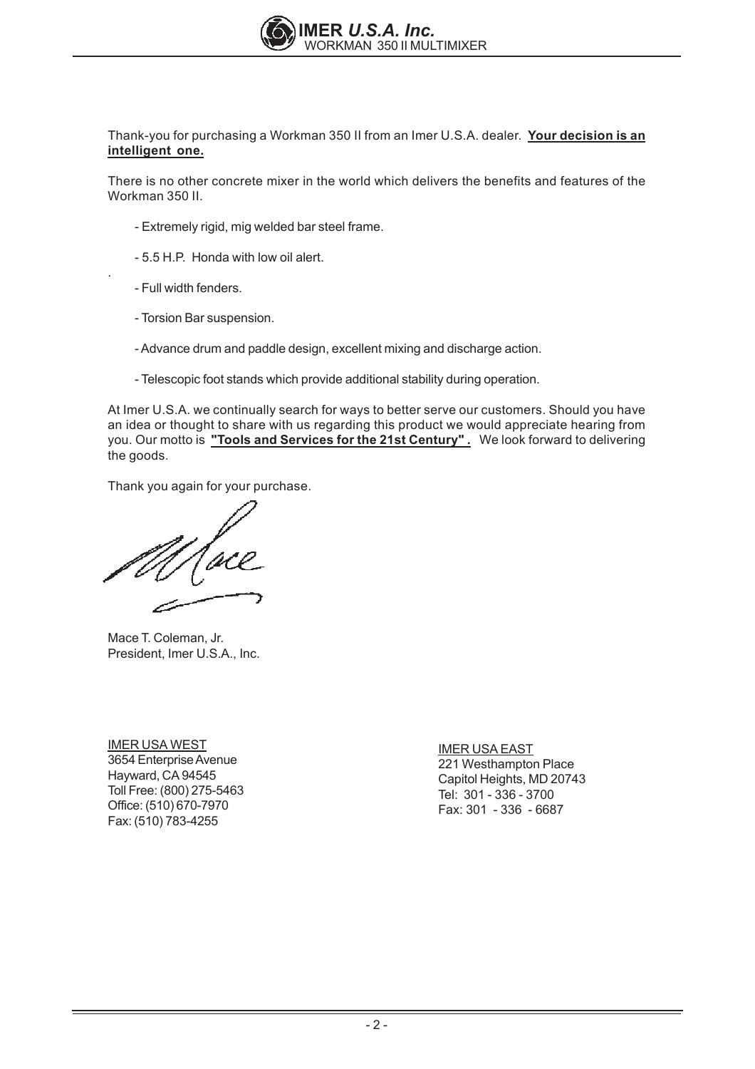Thank-you for purchasing a Workman 350 II from an Imer U.S.A. dealer. **Your decision is an intelligent one.**

There is no other concrete mixer in the world which delivers the benefits and features of the Workman 350 II.

- Extremely rigid, mig welded bar steel frame.
- 5.5 H.P. Honda with low oil alert.
- Full width fenders.
- Torsion Bar suspension.
- Advance drum and paddle design, excellent mixing and discharge action.
- Telescopic foot stands which provide additional stability during operation.

At Imer U.S.A. we continually search for ways to better serve our customers. Should you have an idea or thought to share with us regarding this product we would appreciate hearing from you. Our motto is **"Tools and Services for the 21st Century" .** We look forward to delivering the goods.

Thank you again for your purchase.

Mace T. Coleman, Jr.
President, Imer U.S.A., Inc.

IMER USA WEST
3654 Enterprise Avenue
Hayward, CA 94545
Toll Free: (800) 275-5463
Office: (510) 670-7970
Fax: (510) 783-4255

IMER USA EAST
221 Westhampton Place
Capitol Heights, MD 20743
Tel: 301 - 336 - 3700
Fax: 301 - 336 - 6687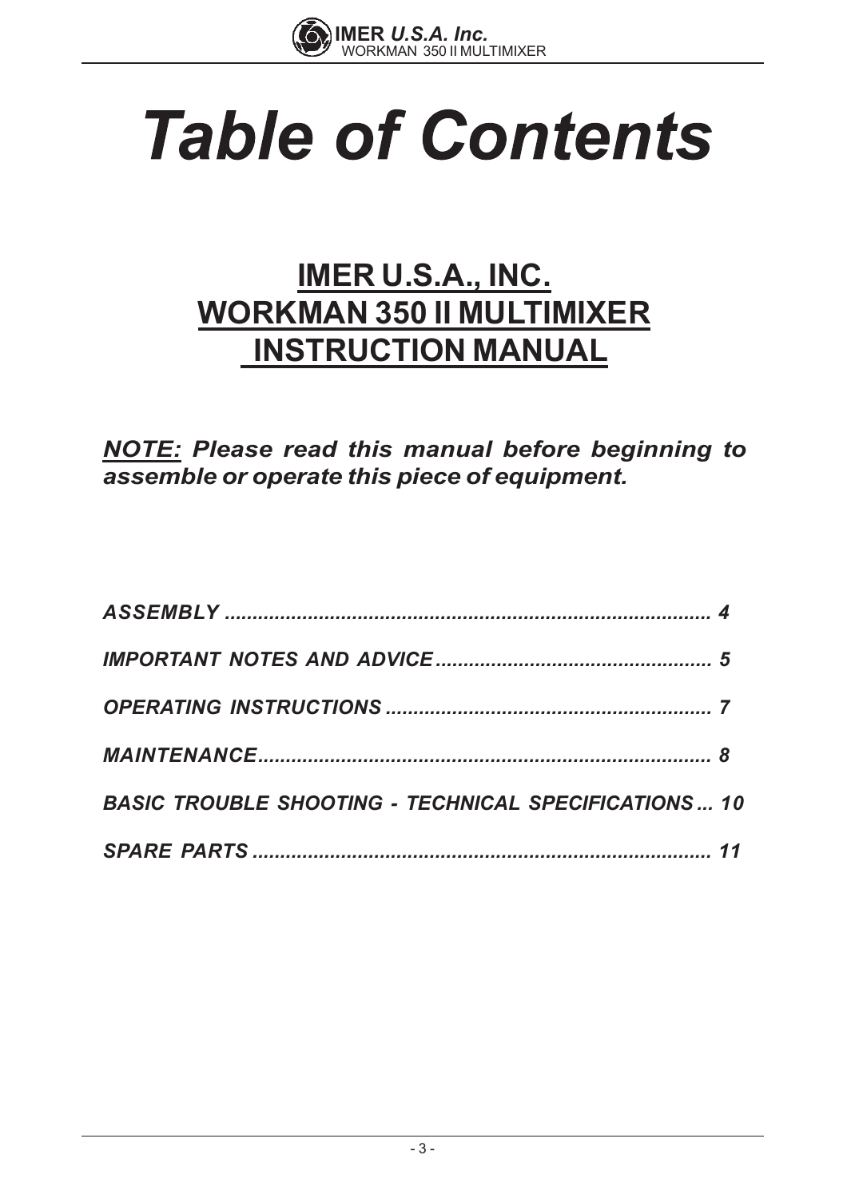# *Table of Contents*

## IMER U.S.A., INC.
## WORKMAN 350 II MULTIMIXER
## INSTRUCTION MANUAL

***NOTE:* Please read this manual before beginning to assemble or operate this piece of equipment.**

*ASSEMBLY ........................................................................................ 4*

*IMPORTANT NOTES AND ADVICE ................................................. 5*

*OPERATING INSTRUCTIONS ........................................................... 7*

*MAINTENANCE.................................................................................. 8*

*BASIC TROUBLE SHOOTING - TECHNICAL SPECIFICATIONS ... 10*

*SPARE PARTS .................................................................................. 11*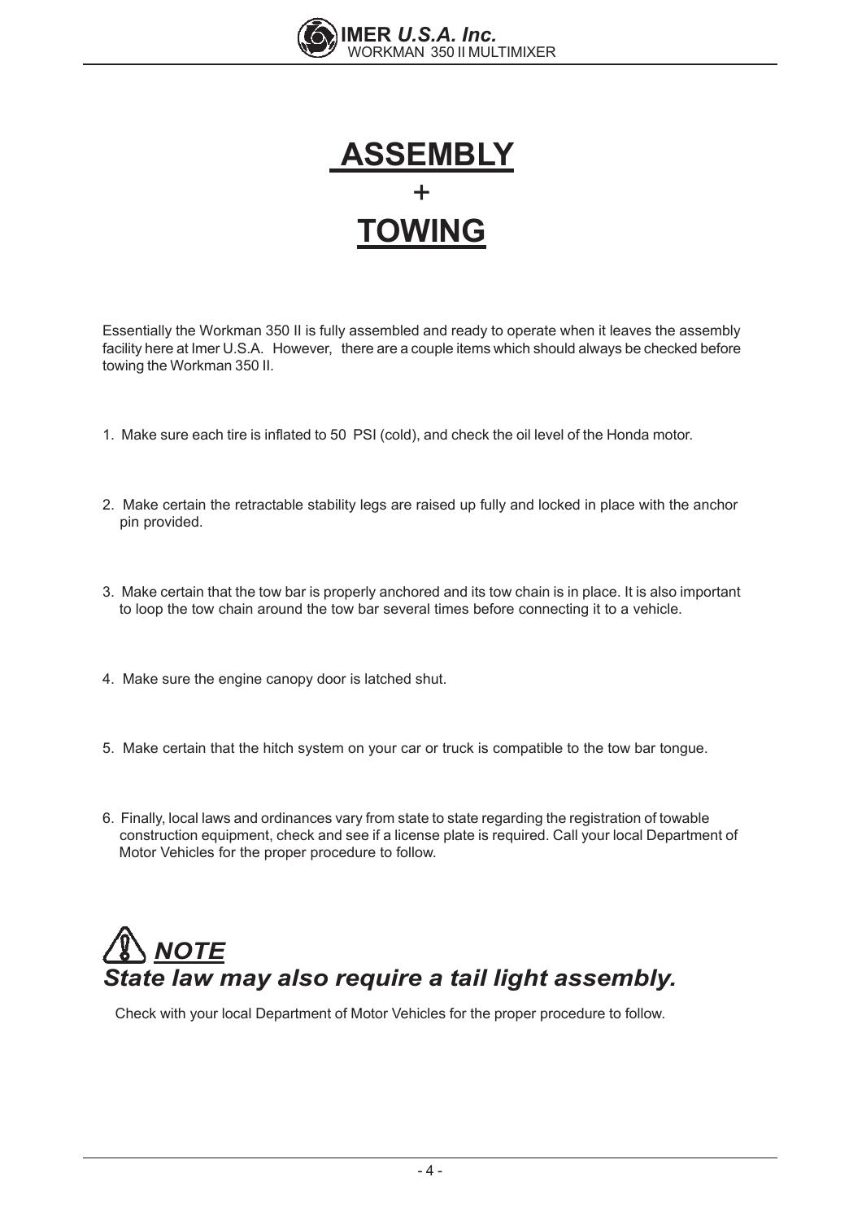# ASSEMBLY
# +
# TOWING

Essentially the Workman 350 II is fully assembled and ready to operate when it leaves the assembly facility here at Imer U.S.A. However, there are a couple items which should always be checked before towing the Workman 350 II.

1. Make sure each tire is inflated to 50 PSI (cold), and check the oil level of the Honda motor.

2. Make certain the retractable stability legs are raised up fully and locked in place with the anchor pin provided.

3. Make certain that the tow bar is properly anchored and its tow chain is in place. It is also important to loop the tow chain around the tow bar several times before connecting it to a vehicle.

4. Make sure the engine canopy door is latched shut.

5. Make certain that the hitch system on your car or truck is compatible to the tow bar tongue.

6. Finally, local laws and ordinances vary from state to state regarding the registration of towable construction equipment, check and see if a license plate is required. Call your local Department of Motor Vehicles for the proper procedure to follow.

## ***NOTE***
## ***State law may also require a tail light assembly.***

Check with your local Department of Motor Vehicles for the proper procedure to follow.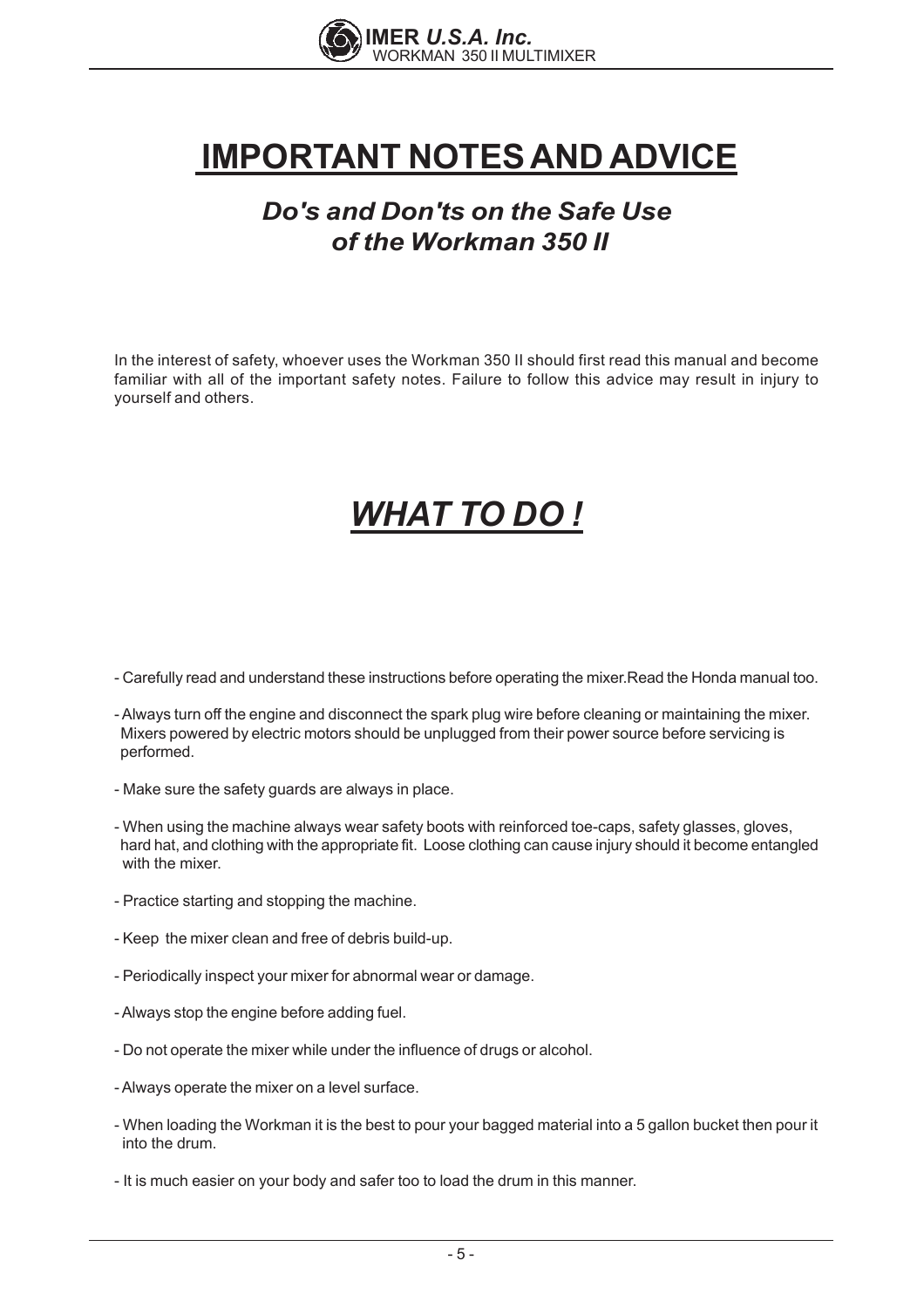# IMPORTANT NOTES AND ADVICE

## *Do's and Don'ts on the Safe Use of the Workman 350 II*

In the interest of safety, whoever uses the Workman 350 II should first read this manual and become familiar with all of the important safety notes. Failure to follow this advice may result in injury to yourself and others.

# *WHAT TO DO !*

- Carefully read and understand these instructions before operating the mixer.Read the Honda manual too.
- Always turn off the engine and disconnect the spark plug wire before cleaning or maintaining the mixer. Mixers powered by electric motors should be unplugged from their power source before servicing is performed.
- Make sure the safety guards are always in place.
- When using the machine always wear safety boots with reinforced toe-caps, safety glasses, gloves, hard hat, and clothing with the appropriate fit. Loose clothing can cause injury should it become entangled with the mixer.
- Practice starting and stopping the machine.
- Keep the mixer clean and free of debris build-up.
- Periodically inspect your mixer for abnormal wear or damage.
- Always stop the engine before adding fuel.
- Do not operate the mixer while under the influence of drugs or alcohol.
- Always operate the mixer on a level surface.
- When loading the Workman it is the best to pour your bagged material into a 5 gallon bucket then pour it into the drum.
- It is much easier on your body and safer too to load the drum in this manner.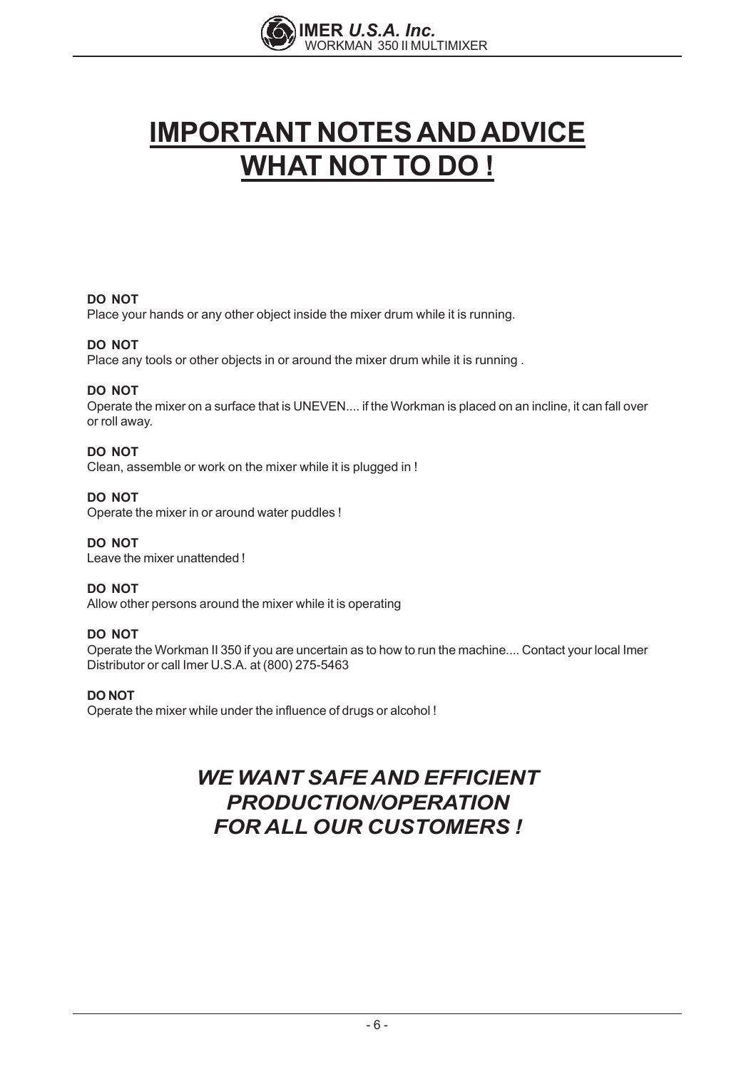# IMPORTANT NOTES AND ADVICE
# WHAT NOT TO DO !

**DO NOT**
Place your hands or any other object inside the mixer drum while it is running.

**DO NOT**
Place any tools or other objects in or around the mixer drum while it is running .

**DO NOT**
Operate the mixer on a surface that is UNEVEN.... if the Workman is placed on an incline, it can fall over or roll away.

**DO NOT**
Clean, assemble or work on the mixer while it is plugged in !

**DO NOT**
Operate the mixer in or around water puddles !

**DO NOT**
Leave the mixer unattended !

**DO NOT**
Allow other persons around the mixer while it is operating

**DO NOT**
Operate the Workman II 350 if you are uncertain as to how to run the machine.... Contact your local Imer Distributor or call Imer U.S.A. at (800) 275-5463

**DO NOT**
Operate the mixer while under the influence of drugs or alcohol !

***WE WANT SAFE AND EFFICIENT PRODUCTION/OPERATION FOR ALL OUR CUSTOMERS !***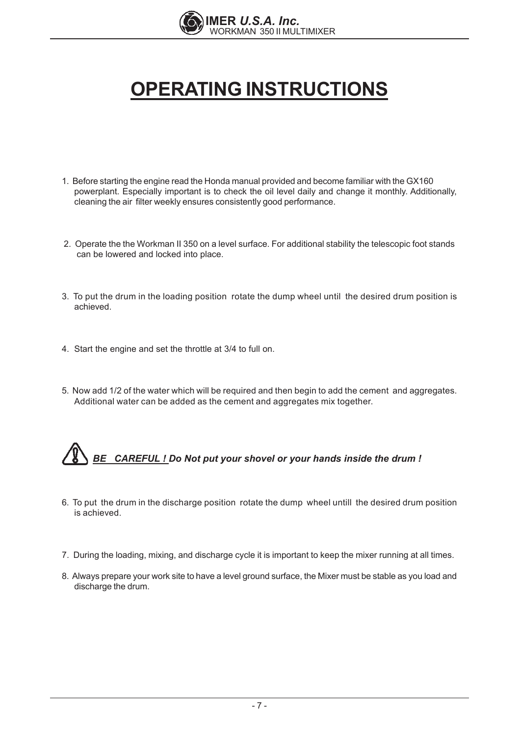# OPERATING INSTRUCTIONS

1. Before starting the engine read the Honda manual provided and become familiar with the GX160 powerplant. Especially important is to check the oil level daily and change it monthly. Additionally, cleaning the air filter weekly ensures consistently good performance.

2. Operate the the Workman II 350 on a level surface. For additional stability the telescopic foot stands can be lowered and locked into place.

3. To put the drum in the loading position rotate the dump wheel until the desired drum position is achieved.

4. Start the engine and set the throttle at 3/4 to full on.

5. Now add 1/2 of the water which will be required and then begin to add the cement and aggregates. Additional water can be added as the cement and aggregates mix together.

***BE CAREFUL !** Do Not put your shovel or your hands inside the drum !*

6. To put the drum in the discharge position rotate the dump wheel untill the desired drum position is achieved.

7. During the loading, mixing, and discharge cycle it is important to keep the mixer running at all times.

8. Always prepare your work site to have a level ground surface, the Mixer must be stable as you load and discharge the drum.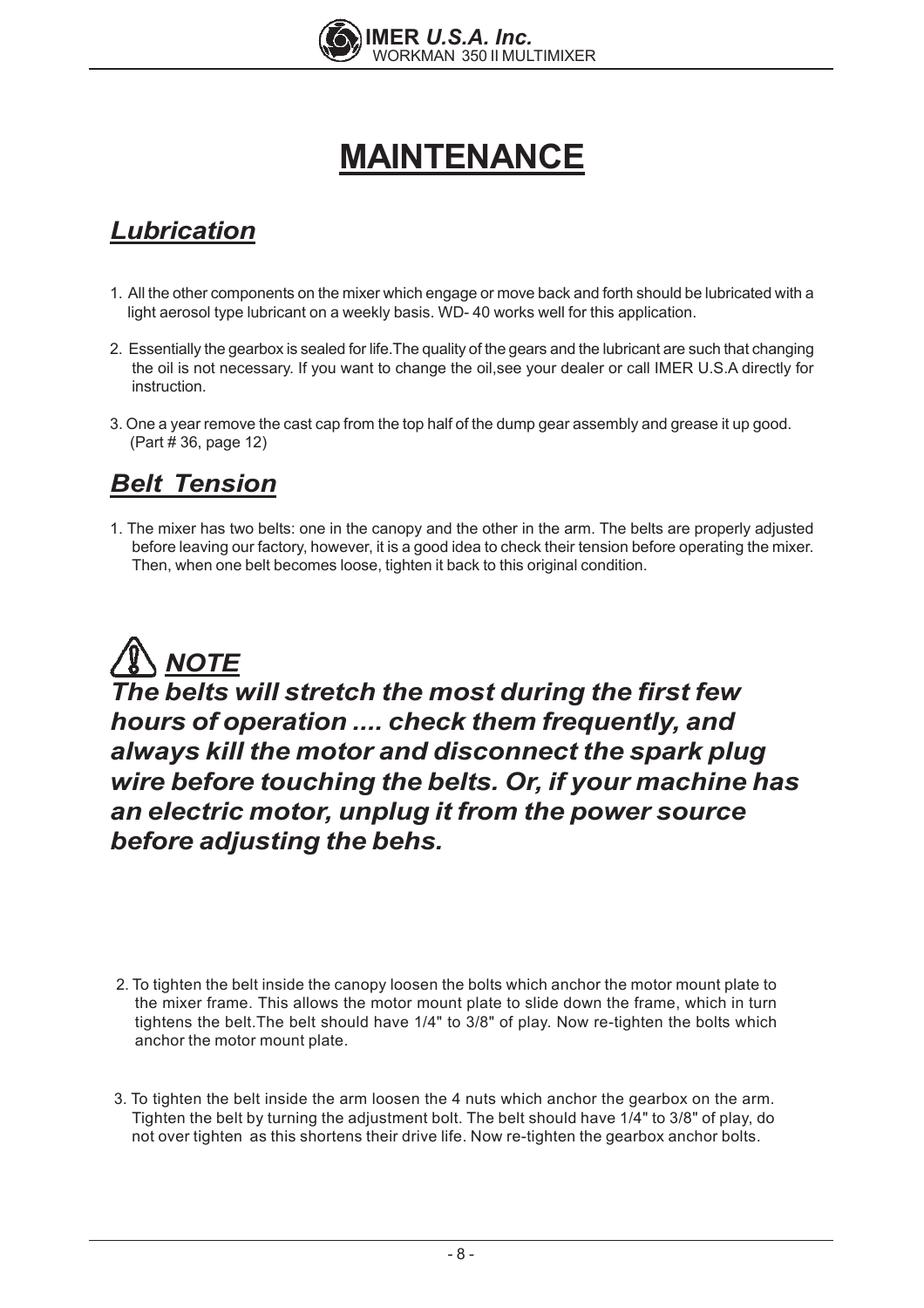# MAINTENANCE

## *Lubrication*

1. All the other components on the mixer which engage or move back and forth should be lubricated with a light aerosol type lubricant on a weekly basis. WD- 40 works well for this application.

2. Essentially the gearbox is sealed for life.The quality of the gears and the lubricant are such that changing the oil is not necessary. If you want to change the oil,see your dealer or call IMER U.S.A directly for instruction.

3. One a year remove the cast cap from the top half of the dump gear assembly and grease it up good. (Part # 36, page 12)

## *Belt Tension*

1. The mixer has two belts: one in the canopy and the other in the arm. The belts are properly adjusted before leaving our factory, however, it is a good idea to check their tension before operating the mixer. Then, when one belt becomes loose, tighten it back to this original condition.

### *NOTE*

***The belts will stretch the most during the first few hours of operation .... check them frequently, and always kill the motor and disconnect the spark plug wire before touching the belts. Or, if your machine has an electric motor, unplug it from the power source before adjusting the behs.***

2. To tighten the belt inside the canopy loosen the bolts which anchor the motor mount plate to the mixer frame. This allows the motor mount plate to slide down the frame, which in turn tightens the belt.The belt should have 1/4" to 3/8" of play. Now re-tighten the bolts which anchor the motor mount plate.

3. To tighten the belt inside the arm loosen the 4 nuts which anchor the gearbox on the arm. Tighten the belt by turning the adjustment bolt. The belt should have 1/4" to 3/8" of play, do not over tighten as this shortens their drive life. Now re-tighten the gearbox anchor bolts.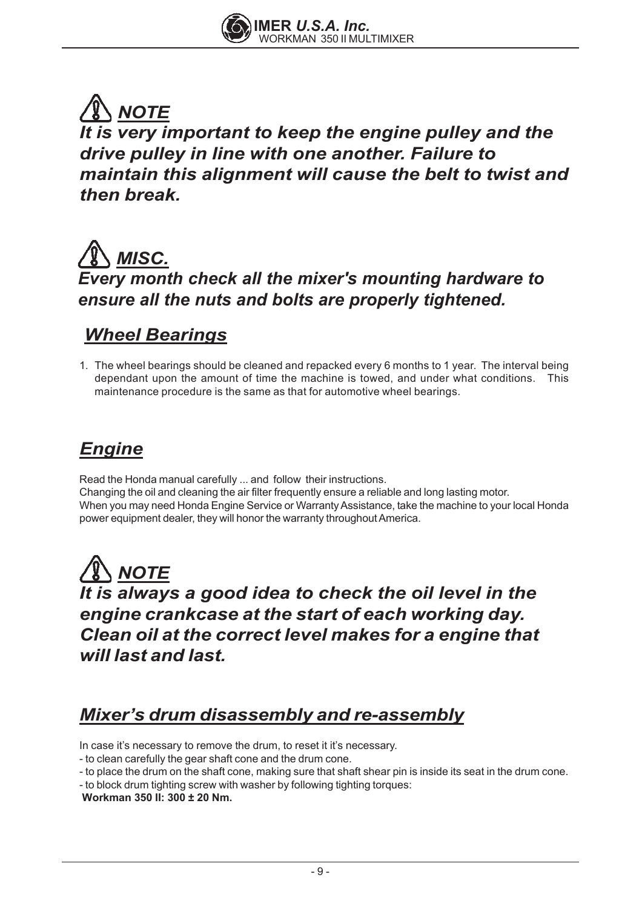## ***NOTE***

***It is very important to keep the engine pulley and the drive pulley in line with one another. Failure to maintain this alignment will cause the belt to twist and then break.***

## ***MISC.***

***Every month check all the mixer's mounting hardware to ensure all the nuts and bolts are properly tightened.***

## ***Wheel Bearings***

1. The wheel bearings should be cleaned and repacked every 6 months to 1 year. The interval being dependant upon the amount of time the machine is towed, and under what conditions. This maintenance procedure is the same as that for automotive wheel bearings.

## ***Engine***

Read the Honda manual carefully ... and follow their instructions.
Changing the oil and cleaning the air filter frequently ensure a reliable and long lasting motor.
When you may need Honda Engine Service or Warranty Assistance, take the machine to your local Honda power equipment dealer, they will honor the warranty throughout America.

## ***NOTE***

***It is always a good idea to check the oil level in the engine crankcase at the start of each working day. Clean oil at the correct level makes for a engine that will last and last.***

## ***Mixer's drum disassembly and re-assembly***

In case it's necessary to remove the drum, to reset it it's necessary.
- to clean carefully the gear shaft cone and the drum cone.
- to place the drum on the shaft cone, making sure that shaft shear pin is inside its seat in the drum cone.
- to block drum tighting screw with washer by following tighting torques:

**Workman 350 II: 300 ± 20 Nm.**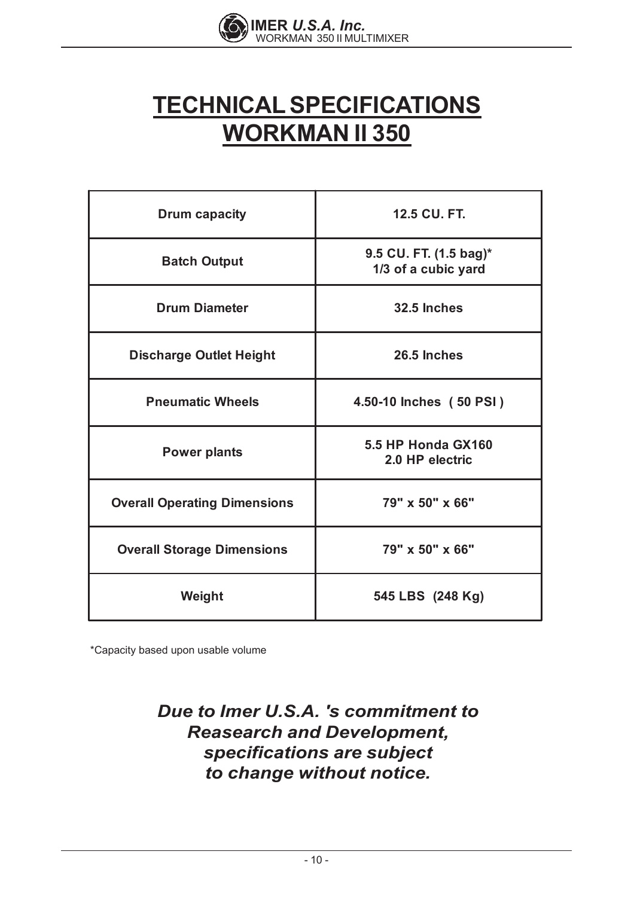# TECHNICAL SPECIFICATIONS WORKMAN II 350

| Drum capacity | 12.5 CU. FT. |
| --- | --- |
| Batch Output | 9.5 CU. FT. (1.5 bag)*<br>1/3 of a cubic yard |
| Drum Diameter | 32.5 Inches |
| Discharge Outlet Height | 26.5 Inches |
| Pneumatic Wheels | 4.50-10 Inches ( 50 PSI ) |
| Power plants | 5.5 HP Honda GX160<br>2.0 HP electric |
| Overall Operating Dimensions | 79" x 50" x 66" |
| Overall Storage Dimensions | 79" x 50" x 66" |
| Weight | 545 LBS (248 Kg) |

*Capacity based upon usable volume

***Due to Imer U.S.A. 's commitment to Reasearch and Development, specifications are subject to change without notice.***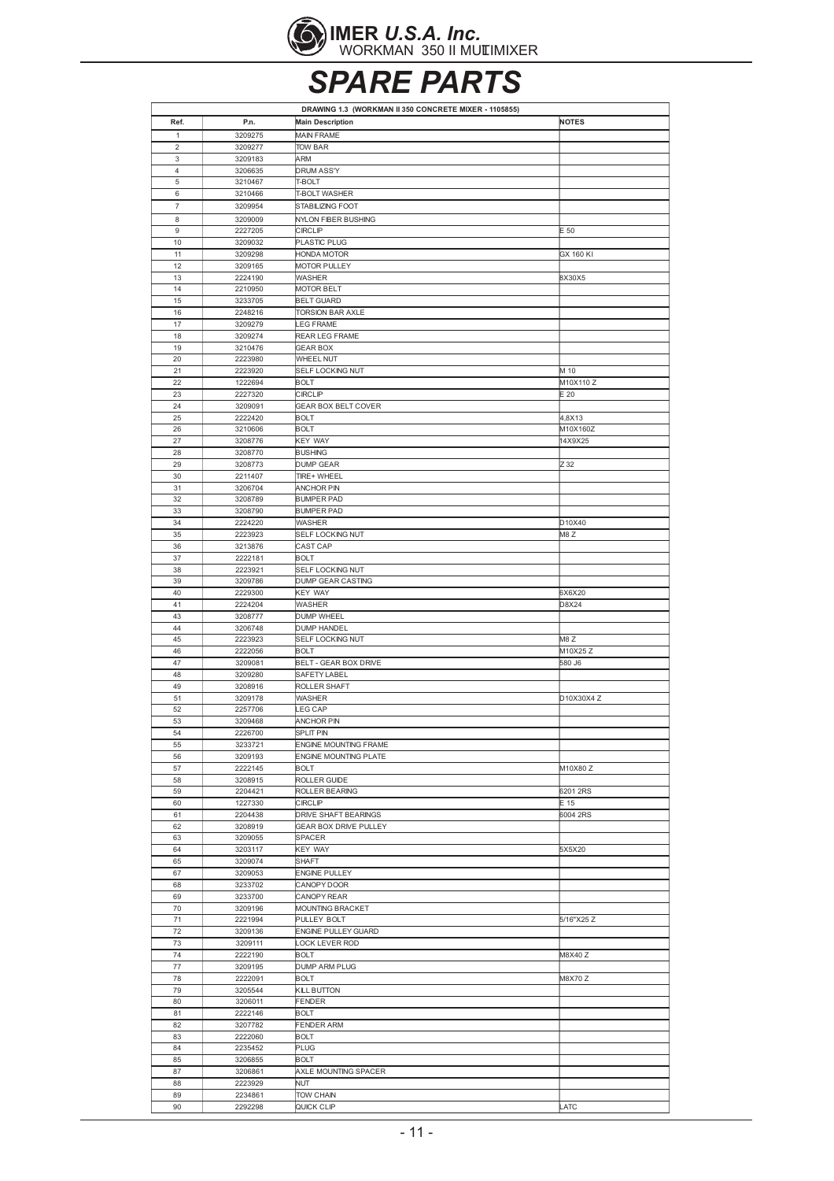# SPARE PARTS

| DRAWING 1.3 (WORKMAN II 350 CONCRETE MIXER - 1105855) | | | |
|---|---|---|---|
| Ref. | P.n. | Main Description | NOTES |
| 1 | 3209275 | MAIN FRAME | |
| 2 | 3209277 | TOW BAR | |
| 3 | 3209183 | ARM | |
| 4 | 3206635 | DRUM ASS'Y | |
| 5 | 3210467 | T-BOLT | |
| 6 | 3210466 | T-BOLT WASHER | |
| 7 | 3209954 | STABILIZING FOOT | |
| 8 | 3209009 | NYLON FIBER BUSHING | |
| 9 | 2227205 | CIRCLIP | E 50 |
| 10 | 3209032 | PLASTIC PLUG | |
| 11 | 3209298 | HONDA MOTOR | GX 160 KI |
| 12 | 3209165 | MOTOR PULLEY | |
| 13 | 2224190 | WASHER | 8X30X5 |
| 14 | 2210950 | MOTOR BELT | |
| 15 | 3233705 | BELT GUARD | |
| 16 | 2248216 | TORSION BAR AXLE | |
| 17 | 3209279 | LEG FRAME | |
| 18 | 3209274 | REAR LEG FRAME | |
| 19 | 3210476 | GEAR BOX | |
| 20 | 2223980 | WHEEL NUT | |
| 21 | 2223920 | SELF LOCKING NUT | M 10 |
| 22 | 1222694 | BOLT | M10X110 Z |
| 23 | 2227320 | CIRCLIP | E 20 |
| 24 | 3209091 | GEAR BOX BELT COVER | |
| 25 | 2222420 | BOLT | 4,8X13 |
| 26 | 3210606 | BOLT | M10X160Z |
| 27 | 3208776 | KEY WAY | 14X9X25 |
| 28 | 3208770 | BUSHING | |
| 29 | 3208773 | DUMP GEAR | Z 32 |
| 30 | 2211407 | TIRE+ WHEEL | |
| 31 | 3206704 | ANCHOR PIN | |
| 32 | 3208789 | BUMPER PAD | |
| 33 | 3208790 | BUMPER PAD | |
| 34 | 2224220 | WASHER | D10X40 |
| 35 | 2223923 | SELF LOCKING NUT | M8 Z |
| 36 | 3213876 | CAST CAP | |
| 37 | 2222181 | BOLT | |
| 38 | 2223921 | SELF LOCKING NUT | |
| 39 | 3209786 | DUMP GEAR CASTING | |
| 40 | 2229300 | KEY WAY | 6X6X20 |
| 41 | 2224204 | WASHER | D8X24 |
| 43 | 3208777 | DUMP WHEEL | |
| 44 | 3206748 | DUMP HANDEL | |
| 45 | 2223923 | SELF LOCKING NUT | M8 Z |
| 46 | 2222056 | BOLT | M10X25 Z |
| 47 | 3209081 | BELT - GEAR BOX DRIVE | 580 J6 |
| 48 | 3209280 | SAFETY LABEL | |
| 49 | 3208916 | ROLLER SHAFT | |
| 51 | 3209178 | WASHER | D10X30X4 Z |
| 52 | 2257706 | LEG CAP | |
| 53 | 3209468 | ANCHOR PIN | |
| 54 | 2226700 | SPLIT PIN | |
| 55 | 3233721 | ENGINE MOUNTING FRAME | |
| 56 | 3209193 | ENGINE MOUNTING PLATE | |
| 57 | 2222145 | BOLT | M10X80 Z |
| 58 | 3208915 | ROLLER GUIDE | |
| 59 | 2204421 | ROLLER BEARING | 6201 2RS |
| 60 | 1227330 | CIRCLIP | E 15 |
| 61 | 2204438 | DRIVE SHAFT BEARINGS | 6004 2RS |
| 62 | 3208919 | GEAR BOX DRIVE PULLEY | |
| 63 | 3209055 | SPACER | |
| 64 | 3203117 | KEY WAY | 5X5X20 |
| 65 | 3209074 | SHAFT | |
| 67 | 3209053 | ENGINE PULLEY | |
| 68 | 3233702 | CANOPY DOOR | |
| 69 | 3233700 | CANOPY REAR | |
| 70 | 3209196 | MOUNTING BRACKET | |
| 71 | 2221994 | PULLEY BOLT | 5/16"X25 Z |
| 72 | 3209136 | ENGINE PULLEY GUARD | |
| 73 | 3209111 | LOCK LEVER ROD | |
| 74 | 2222190 | BOLT | M8X40 Z |
| 77 | 3209195 | DUMP ARM PLUG | |
| 78 | 2222091 | BOLT | M8X70 Z |
| 79 | 3205544 | KILL BUTTON | |
| 80 | 3206011 | FENDER | |
| 81 | 2222146 | BOLT | |
| 82 | 3207782 | FENDER ARM | |
| 83 | 2222060 | BOLT | |
| 84 | 2235452 | PLUG | |
| 85 | 3206855 | BOLT | |
| 87 | 3206861 | AXLE MOUNTING SPACER | |
| 88 | 2223929 | NUT | |
| 89 | 2234861 | TOW CHAIN | |
| 90 | 2292298 | QUICK CLIP | LATC |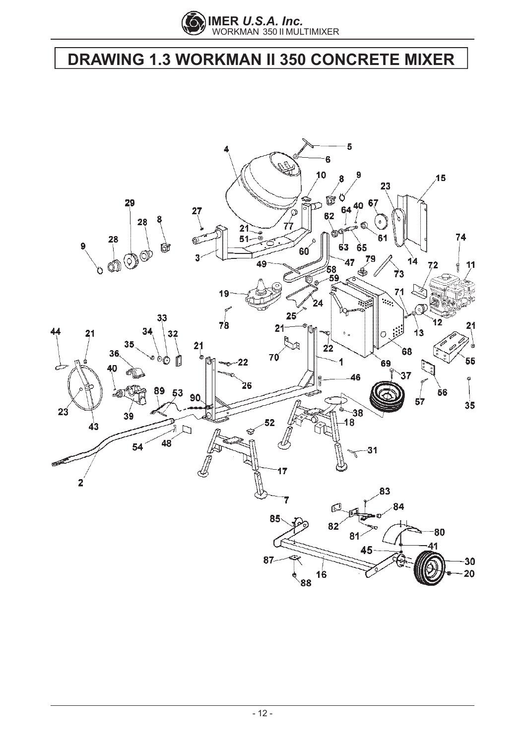# DRAWING 1.3 WORKMAN II 350 CONCRETE MIXER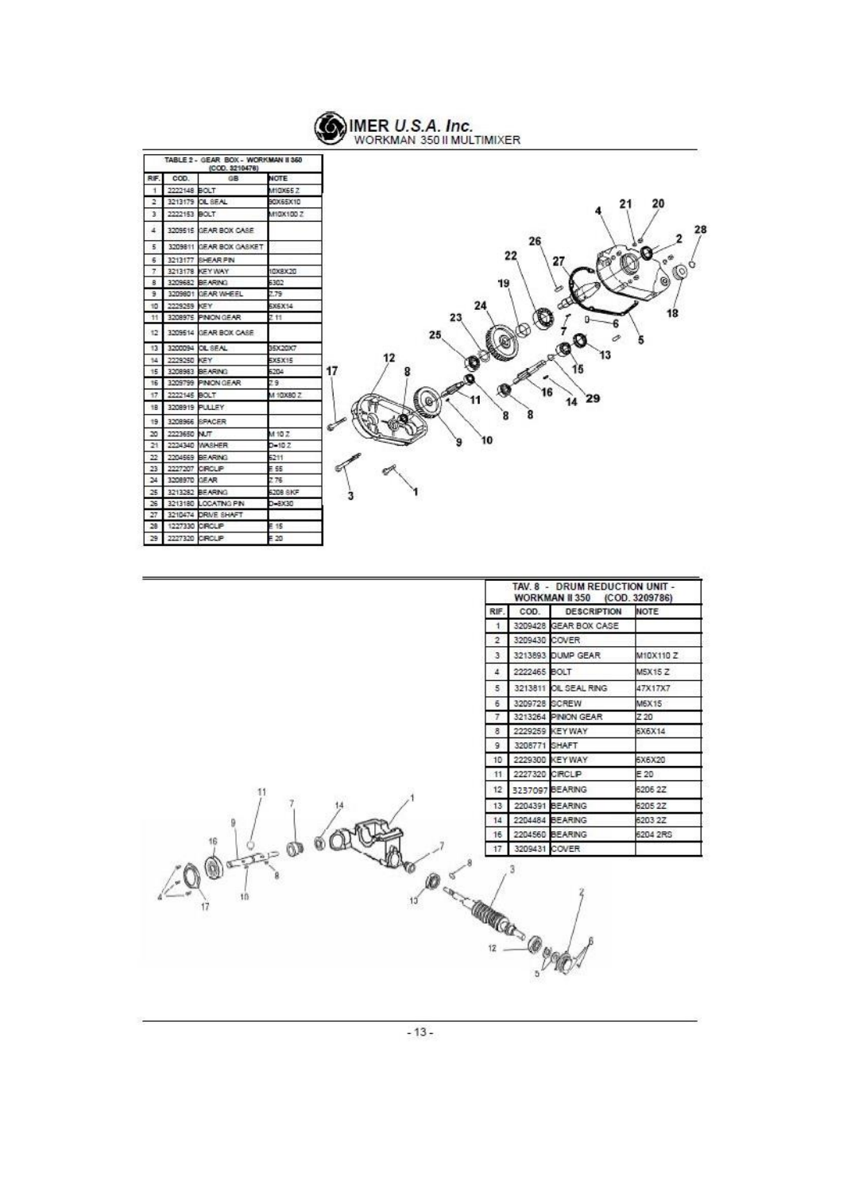| TABLE 2 - GEAR BOX - WORKMAN II 350 (COD. 3210476) | | | |
|---|---|---|---|
| RIF. | COD. | GB | NOTE |
| 1 | 2222148 | BOLT | M10X65 Z |
| 2 | 3213179 | OIL SEAL | 90X65X10 |
| 3 | 2222153 | BOLT | M10X100 Z |
| 4 | 3209515 | GEAR BOX CASE | |
| 5 | 3209811 | GEAR BOX GASKET | |
| 6 | 3213177 | SHEAR PIN | |
| 7 | 3213178 | KEY WAY | 10X8X20 |
| 8 | 3209682 | BEARING | 6302 |
| 9 | 3209801 | GEAR WHEEL | Z 79 |
| 10 | 2229259 | KEY | 6X6X14 |
| 11 | 3208975 | PINION GEAR | Z 11 |
| 12 | 3209514 | GEAR BOX CASE | |
| 13 | 3200094 | OIL SEAL | 35X20X7 |
| 14 | 2229250 | KEY | 5X5X15 |
| 15 | 3208963 | BEARING | 6204 |
| 16 | 3209799 | PINION GEAR | Z 9 |
| 17 | 2222145 | BOLT | M 10X80 Z |
| 18 | 3208919 | PULLEY | |
| 19 | 3208966 | SPACER | |
| 20 | 2223650 | NUT | M 10 Z |
| 21 | 2224340 | WASHER | D=10 Z |
| 22 | 2204569 | BEARING | 6211 |
| 23 | 2227207 | CIRCLIP | E 55 |
| 24 | 3208970 | GEAR | Z 76 |
| 25 | 3213282 | BEARING | 6208 SKF |
| 26 | 3213180 | LOCATING PIN | D=8X30 |
| 27 | 3210474 | DRIVE SHAFT | |
| 28 | 1227330 | CIRCLIP | E 15 |
| 29 | 2227320 | CIRCLIP | E 20 |

| TAV. 8 - DRUM REDUCTION UNIT - WORKMAN II 350 (COD. 3209786) | | | |
|---|---|---|---|
| RIF. | COD. | DESCRIPTION | NOTE |
| 1 | 3209426 | GEAR BOX CASE | |
| 2 | 3209430 | COVER | |
| 3 | 3213893 | DUMP GEAR | M10X110 Z |
| 4 | 2222465 | BOLT | M5X15 Z |
| 5 | 3213811 | OIL SEAL RING | 47X17X7 |
| 6 | 3209728 | SCREW | M6X15 |
| 7 | 3213264 | PINION GEAR | Z 20 |
| 8 | 2229259 | KEY WAY | 6X6X14 |
| 9 | 3208771 | SHAFT | |
| 10 | 2229300 | KEY WAY | 6X6X20 |
| 11 | 2227320 | CIRCLIP | E 20 |
| 12 | 3237097 | BEARING | 6206 2Z |
| 13 | 2204391 | BEARING | 6205 2Z |
| 14 | 2204484 | BEARING | 6203 2Z |
| 16 | 2204560 | BEARING | 6204 2RS |
| 17 | 3209431 | COVER | |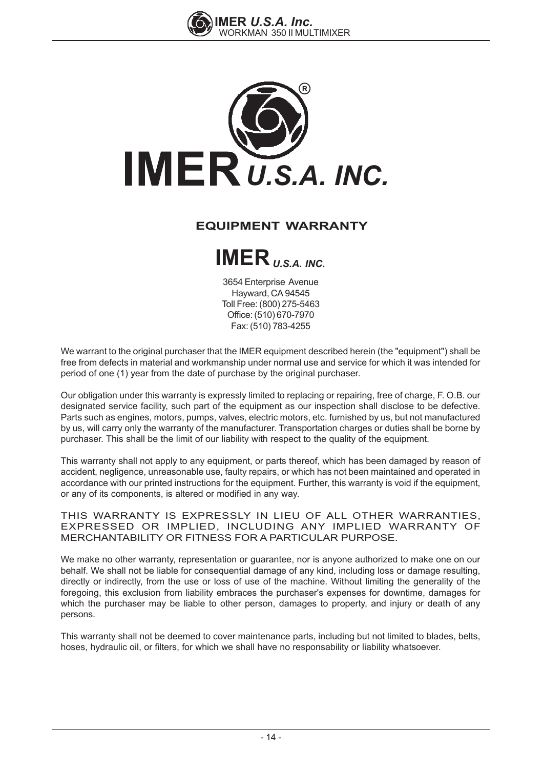# IMER U.S.A. INC.

## EQUIPMENT WARRANTY

**IMER** *U.S.A. INC.*

3654 Enterprise Avenue
Hayward, CA 94545
Toll Free: (800) 275-5463
Office: (510) 670-7970
Fax: (510) 783-4255

We warrant to the original purchaser that the IMER equipment described herein (the "equipment") shall be free from defects in material and workmanship under normal use and service for which it was intended for period of one (1) year from the date of purchase by the original purchaser.

Our obligation under this warranty is expressly limited to replacing or repairing, free of charge, F. O.B. our designated service facility, such part of the equipment as our inspection shall disclose to be defective. Parts such as engines, motors, pumps, valves, electric motors, etc. furnished by us, but not manufactured by us, will carry only the warranty of the manufacturer. Transportation charges or duties shall be borne by purchaser. This shall be the limit of our liability with respect to the quality of the equipment.

This warranty shall not apply to any equipment, or parts thereof, which has been damaged by reason of accident, negligence, unreasonable use, faulty repairs, or which has not been maintained and operated in accordance with our printed instructions for the equipment. Further, this warranty is void if the equipment, or any of its components, is altered or modified in any way.

THIS WARRANTY IS EXPRESSLY IN LIEU OF ALL OTHER WARRANTIES, EXPRESSED OR IMPLIED, INCLUDING ANY IMPLIED WARRANTY OF MERCHANTABILITY OR FITNESS FOR A PARTICULAR PURPOSE.

We make no other warranty, representation or guarantee, nor is anyone authorized to make one on our behalf. We shall not be liable for consequential damage of any kind, including loss or damage resulting, directly or indirectly, from the use or loss of use of the machine. Without limiting the generality of the foregoing, this exclusion from liability embraces the purchaser's expenses for downtime, damages for which the purchaser may be liable to other person, damages to property, and injury or death of any persons.

This warranty shall not be deemed to cover maintenance parts, including but not limited to blades, belts, hoses, hydraulic oil, or filters, for which we shall have no responsability or liability whatsoever.